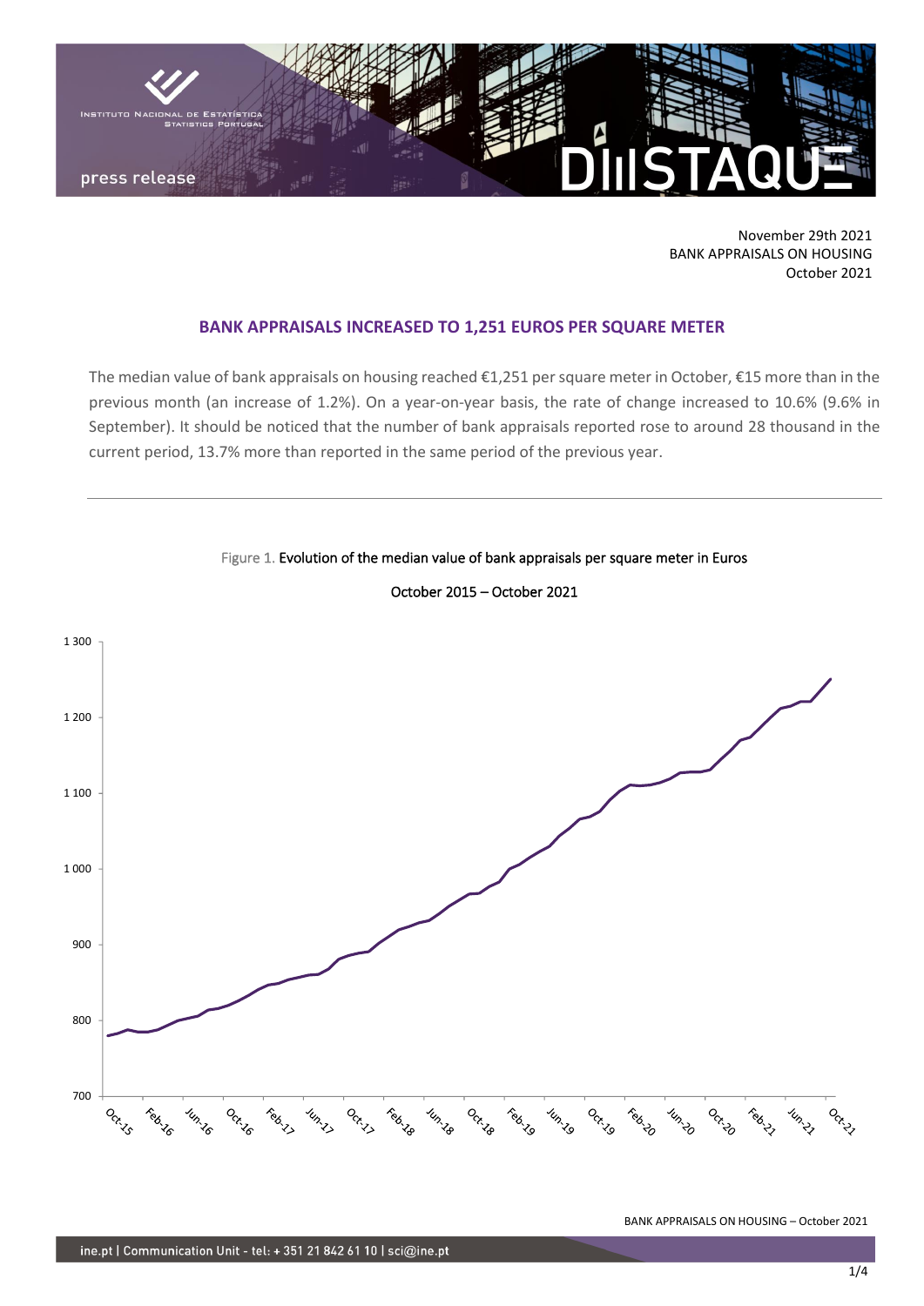November 29th 2021
BANK APPRAISALS ON HOUSING
October 2021

# BANK APPRAISALS INCREASED TO 1,251 EUROS PER SQUARE METER

The median value of bank appraisals on housing reached €1,251 per square meter in October, €15 more than in the previous month (an increase of 1.2%). On a year-on-year basis, the rate of change increased to 10.6% (9.6% in September). It should be noticed that the number of bank appraisals reported rose to around 28 thousand in the current period, 13.7% more than reported in the same period of the previous year.

Figure 1. Evolution of the median value of bank appraisals per square meter in Euros

October 2015 – October 2021

1 300
1 200
1 100
1 000
900
800
700

Oct-15 Feb-16 Jun-16 Oct-16 Feb-17 Jun-17 Oct-17 Feb-18 Jun-18 Oct-18 Feb-19 Jun-19 Oct-19 Feb-20 Jun-20 Oct-20 Feb-21 Jun-21 Oct-21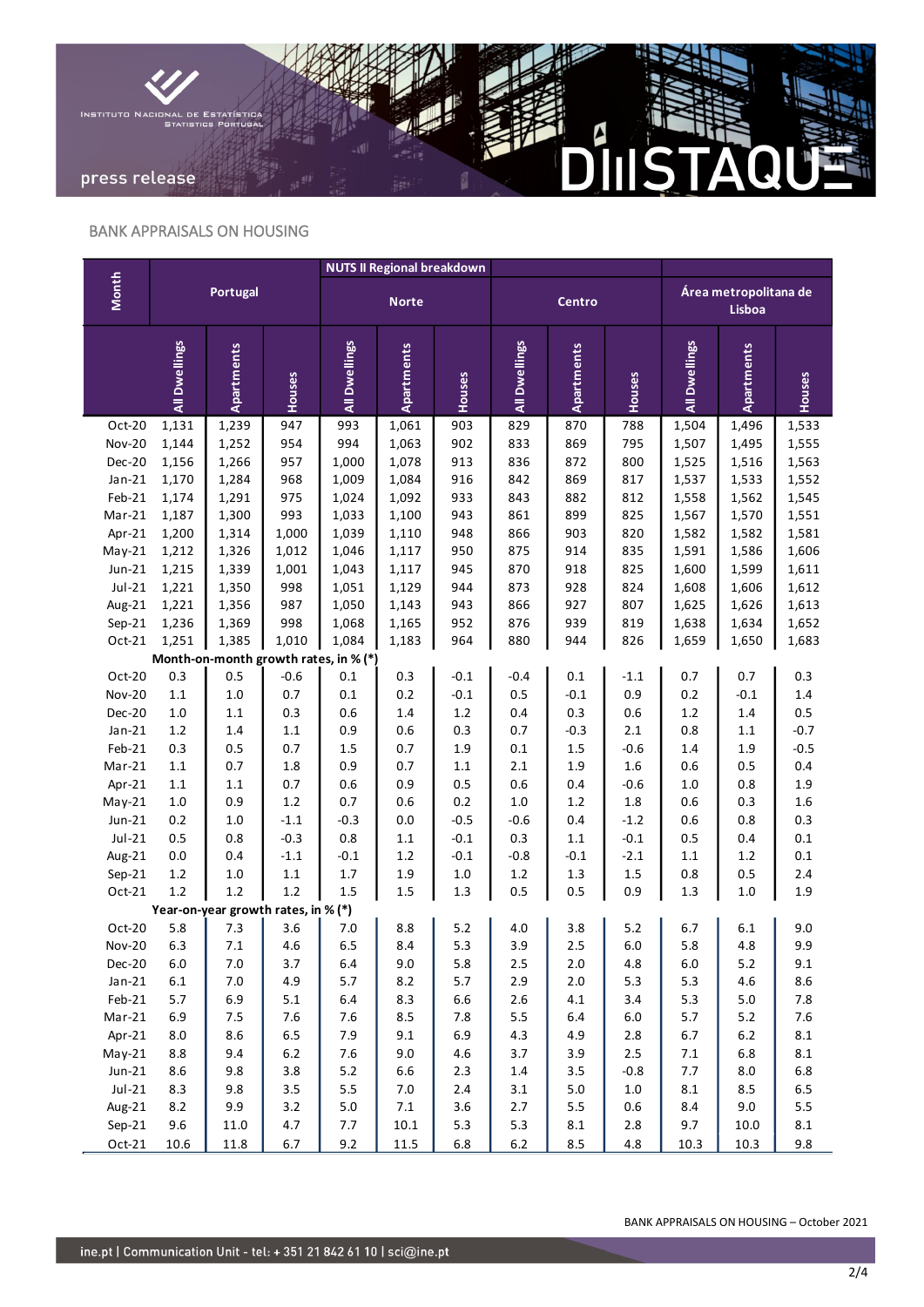## BANK APPRAISALS ON HOUSING

| Month | Portugal | | | NUTS II Regional breakdown: Norte | | | Centro | | | Área metropolitana de Lisboa | | |
|---|---|---|---|---|---|---|---|---|---|---|---|---|
| | All Dwellings | Apartments | Houses | All Dwellings | Apartments | Houses | All Dwellings | Apartments | Houses | All Dwellings | Apartments | Houses |
| Oct-20 | 1,131 | 1,239 | 947 | 993 | 1,061 | 903 | 829 | 870 | 788 | 1,504 | 1,496 | 1,533 |
| Nov-20 | 1,144 | 1,252 | 954 | 994 | 1,063 | 902 | 833 | 869 | 795 | 1,507 | 1,495 | 1,555 |
| Dec-20 | 1,156 | 1,266 | 957 | 1,000 | 1,078 | 913 | 836 | 872 | 800 | 1,525 | 1,516 | 1,563 |
| Jan-21 | 1,170 | 1,284 | 968 | 1,009 | 1,084 | 916 | 842 | 869 | 817 | 1,537 | 1,533 | 1,552 |
| Feb-21 | 1,174 | 1,291 | 975 | 1,024 | 1,092 | 933 | 843 | 882 | 812 | 1,558 | 1,562 | 1,545 |
| Mar-21 | 1,187 | 1,300 | 993 | 1,033 | 1,100 | 943 | 861 | 899 | 825 | 1,567 | 1,570 | 1,551 |
| Apr-21 | 1,200 | 1,314 | 1,000 | 1,039 | 1,110 | 948 | 866 | 903 | 820 | 1,582 | 1,582 | 1,581 |
| May-21 | 1,212 | 1,326 | 1,012 | 1,046 | 1,117 | 950 | 875 | 914 | 835 | 1,591 | 1,586 | 1,606 |
| Jun-21 | 1,215 | 1,339 | 1,001 | 1,043 | 1,117 | 945 | 870 | 918 | 825 | 1,600 | 1,599 | 1,611 |
| Jul-21 | 1,221 | 1,350 | 998 | 1,051 | 1,129 | 944 | 873 | 928 | 824 | 1,608 | 1,606 | 1,612 |
| Aug-21 | 1,221 | 1,356 | 987 | 1,050 | 1,143 | 943 | 866 | 927 | 807 | 1,625 | 1,626 | 1,613 |
| Sep-21 | 1,236 | 1,369 | 998 | 1,068 | 1,165 | 952 | 876 | 939 | 819 | 1,638 | 1,634 | 1,652 |
| Oct-21 | 1,251 | 1,385 | 1,010 | 1,084 | 1,183 | 964 | 880 | 944 | 826 | 1,659 | 1,650 | 1,683 |
| **Month-on-month growth rates, in % (*)** | | | | | | | | | | | | |
| Oct-20 | 0.3 | 0.5 | -0.6 | 0.1 | 0.3 | -0.1 | -0.4 | 0.1 | -1.1 | 0.7 | 0.7 | 0.3 |
| Nov-20 | 1.1 | 1.0 | 0.7 | 0.1 | 0.2 | -0.1 | 0.5 | -0.1 | 0.9 | 0.2 | -0.1 | 1.4 |
| Dec-20 | 1.0 | 1.1 | 0.3 | 0.6 | 1.4 | 1.2 | 0.4 | 0.3 | 0.6 | 1.2 | 1.4 | 0.5 |
| Jan-21 | 1.2 | 1.4 | 1.1 | 0.9 | 0.6 | 0.3 | 0.7 | -0.3 | 2.1 | 0.8 | 1.1 | -0.7 |
| Feb-21 | 0.3 | 0.5 | 0.7 | 1.5 | 0.7 | 1.9 | 0.1 | 1.5 | -0.6 | 1.4 | 1.9 | -0.5 |
| Mar-21 | 1.1 | 0.7 | 1.8 | 0.9 | 0.7 | 1.1 | 2.1 | 1.9 | 1.6 | 0.6 | 0.5 | 0.4 |
| Apr-21 | 1.1 | 1.1 | 0.7 | 0.6 | 0.9 | 0.5 | 0.6 | 0.4 | -0.6 | 1.0 | 0.8 | 1.9 |
| May-21 | 1.0 | 0.9 | 1.2 | 0.7 | 0.6 | 0.2 | 1.0 | 1.2 | 1.8 | 0.6 | 0.3 | 1.6 |
| Jun-21 | 0.2 | 1.0 | -1.1 | -0.3 | 0.0 | -0.5 | -0.6 | 0.4 | -1.2 | 0.6 | 0.8 | 0.3 |
| Jul-21 | 0.5 | 0.8 | -0.3 | 0.8 | 1.1 | -0.1 | 0.3 | 1.1 | -0.1 | 0.5 | 0.4 | 0.1 |
| Aug-21 | 0.0 | 0.4 | -1.1 | -0.1 | 1.2 | -0.1 | -0.8 | -0.1 | -2.1 | 1.1 | 1.2 | 0.1 |
| Sep-21 | 1.2 | 1.0 | 1.1 | 1.7 | 1.9 | 1.0 | 1.2 | 1.3 | 1.5 | 0.8 | 0.5 | 2.4 |
| Oct-21 | 1.2 | 1.2 | 1.2 | 1.5 | 1.5 | 1.3 | 0.5 | 0.5 | 0.9 | 1.3 | 1.0 | 1.9 |
| **Year-on-year growth rates, in % (*)** | | | | | | | | | | | | |
| Oct-20 | 5.8 | 7.3 | 3.6 | 7.0 | 8.8 | 5.2 | 4.0 | 3.8 | 5.2 | 6.7 | 6.1 | 9.0 |
| Nov-20 | 6.3 | 7.1 | 4.6 | 6.5 | 8.4 | 5.3 | 3.9 | 2.5 | 6.0 | 5.8 | 4.8 | 9.9 |
| Dec-20 | 6.0 | 7.0 | 3.7 | 6.4 | 9.0 | 5.8 | 2.5 | 2.0 | 4.8 | 6.0 | 5.2 | 9.1 |
| Jan-21 | 6.1 | 7.0 | 4.9 | 5.7 | 8.2 | 5.7 | 2.9 | 2.0 | 5.3 | 5.3 | 4.6 | 8.6 |
| Feb-21 | 5.7 | 6.9 | 5.1 | 6.4 | 8.3 | 6.6 | 2.6 | 4.1 | 3.4 | 5.3 | 5.0 | 7.8 |
| Mar-21 | 6.9 | 7.5 | 7.6 | 7.6 | 8.5 | 7.8 | 5.5 | 6.4 | 6.0 | 5.7 | 5.2 | 7.6 |
| Apr-21 | 8.0 | 8.6 | 6.5 | 7.9 | 9.1 | 6.9 | 4.3 | 4.9 | 2.8 | 6.7 | 6.2 | 8.1 |
| May-21 | 8.8 | 9.4 | 6.2 | 7.6 | 9.0 | 4.6 | 3.7 | 3.9 | 2.5 | 7.1 | 6.8 | 8.1 |
| Jun-21 | 8.6 | 9.8 | 3.8 | 5.2 | 6.6 | 2.3 | 1.4 | 3.5 | -0.8 | 7.7 | 8.0 | 6.8 |
| Jul-21 | 8.3 | 9.8 | 3.5 | 5.5 | 7.0 | 2.4 | 3.1 | 5.0 | 1.0 | 8.1 | 8.5 | 6.5 |
| Aug-21 | 8.2 | 9.9 | 3.2 | 5.0 | 7.1 | 3.6 | 2.7 | 5.5 | 0.6 | 8.4 | 9.0 | 5.5 |
| Sep-21 | 9.6 | 11.0 | 4.7 | 7.7 | 10.1 | 5.3 | 5.3 | 8.1 | 2.8 | 9.7 | 10.0 | 8.1 |
| Oct-21 | 10.6 | 11.8 | 6.7 | 9.2 | 11.5 | 6.8 | 6.2 | 8.5 | 4.8 | 10.3 | 10.3 | 9.8 |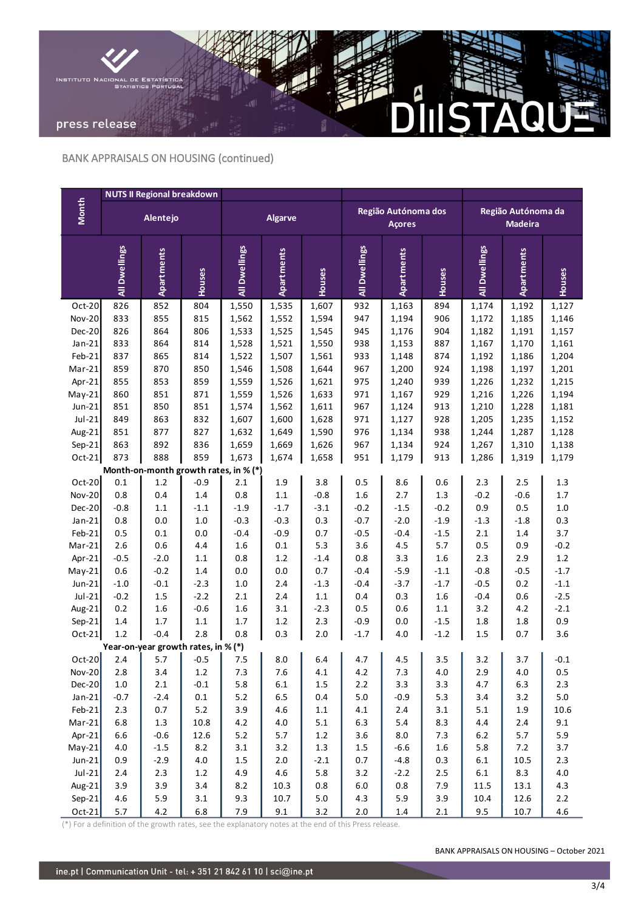## BANK APPRAISALS ON HOUSING (continued)

| Month | NUTS II Regional breakdown | | | | | | | | | | | |
|---|---|---|---|---|---|---|---|---|---|---|---|---|
| | Alentejo | | | Algarve | | | Região Autónoma dos Açores | | | Região Autónoma da Madeira | | |
| | All Dwellings | Apartments | Houses | All Dwellings | Apartments | Houses | All Dwellings | Apartments | Houses | All Dwellings | Apartments | Houses |
| Oct-20 | 826 | 852 | 804 | 1,550 | 1,535 | 1,607 | 932 | 1,163 | 894 | 1,174 | 1,192 | 1,127 |
| Nov-20 | 833 | 855 | 815 | 1,562 | 1,552 | 1,594 | 947 | 1,194 | 906 | 1,172 | 1,185 | 1,146 |
| Dec-20 | 826 | 864 | 806 | 1,533 | 1,525 | 1,545 | 945 | 1,176 | 904 | 1,182 | 1,191 | 1,157 |
| Jan-21 | 833 | 864 | 814 | 1,528 | 1,521 | 1,550 | 938 | 1,153 | 887 | 1,167 | 1,170 | 1,161 |
| Feb-21 | 837 | 865 | 814 | 1,522 | 1,507 | 1,561 | 933 | 1,148 | 874 | 1,192 | 1,186 | 1,204 |
| Mar-21 | 859 | 870 | 850 | 1,546 | 1,508 | 1,644 | 967 | 1,200 | 924 | 1,198 | 1,197 | 1,201 |
| Apr-21 | 855 | 853 | 859 | 1,559 | 1,526 | 1,621 | 975 | 1,240 | 939 | 1,226 | 1,232 | 1,215 |
| May-21 | 860 | 851 | 871 | 1,559 | 1,526 | 1,633 | 971 | 1,167 | 929 | 1,216 | 1,226 | 1,194 |
| Jun-21 | 851 | 850 | 851 | 1,574 | 1,562 | 1,611 | 967 | 1,124 | 913 | 1,210 | 1,228 | 1,181 |
| Jul-21 | 849 | 863 | 832 | 1,607 | 1,600 | 1,628 | 971 | 1,127 | 928 | 1,205 | 1,235 | 1,152 |
| Aug-21 | 851 | 877 | 827 | 1,632 | 1,649 | 1,590 | 976 | 1,134 | 938 | 1,244 | 1,287 | 1,128 |
| Sep-21 | 863 | 892 | 836 | 1,659 | 1,669 | 1,626 | 967 | 1,134 | 924 | 1,267 | 1,310 | 1,138 |
| Oct-21 | 873 | 888 | 859 | 1,673 | 1,674 | 1,658 | 951 | 1,179 | 913 | 1,286 | 1,319 | 1,179 |
| | Month-on-month growth rates, in % (*) | | | | | | | | | | | |
| Oct-20 | 0.1 | 1.2 | -0.9 | 2.1 | 1.9 | 3.8 | 0.5 | 8.6 | 0.6 | 2.3 | 2.5 | 1.3 |
| Nov-20 | 0.8 | 0.4 | 1.4 | 0.8 | 1.1 | -0.8 | 1.6 | 2.7 | 1.3 | -0.2 | -0.6 | 1.7 |
| Dec-20 | -0.8 | 1.1 | -1.1 | -1.9 | -1.7 | -3.1 | -0.2 | -1.5 | -0.2 | 0.9 | 0.5 | 1.0 |
| Jan-21 | 0.8 | 0.0 | 1.0 | -0.3 | -0.3 | 0.3 | -0.7 | -2.0 | -1.9 | -1.3 | -1.8 | 0.3 |
| Feb-21 | 0.5 | 0.1 | 0.0 | -0.4 | -0.9 | 0.7 | -0.5 | -0.4 | -1.5 | 2.1 | 1.4 | 3.7 |
| Mar-21 | 2.6 | 0.6 | 4.4 | 1.6 | 0.1 | 5.3 | 3.6 | 4.5 | 5.7 | 0.5 | 0.9 | -0.2 |
| Apr-21 | -0.5 | -2.0 | 1.1 | 0.8 | 1.2 | -1.4 | 0.8 | 3.3 | 1.6 | 2.3 | 2.9 | 1.2 |
| May-21 | 0.6 | -0.2 | 1.4 | 0.0 | 0.0 | 0.7 | -0.4 | -5.9 | -1.1 | -0.8 | -0.5 | -1.7 |
| Jun-21 | -1.0 | -0.1 | -2.3 | 1.0 | 2.4 | -1.3 | -0.4 | -3.7 | -1.7 | -0.5 | 0.2 | -1.1 |
| Jul-21 | -0.2 | 1.5 | -2.2 | 2.1 | 2.4 | 1.1 | 0.4 | 0.3 | 1.6 | -0.4 | 0.6 | -2.5 |
| Aug-21 | 0.2 | 1.6 | -0.6 | 1.6 | 3.1 | -2.3 | 0.5 | 0.6 | 1.1 | 3.2 | 4.2 | -2.1 |
| Sep-21 | 1.4 | 1.7 | 1.1 | 1.7 | 1.2 | 2.3 | -0.9 | 0.0 | -1.5 | 1.8 | 1.8 | 0.9 |
| Oct-21 | 1.2 | -0.4 | 2.8 | 0.8 | 0.3 | 2.0 | -1.7 | 4.0 | -1.2 | 1.5 | 0.7 | 3.6 |
| | Year-on-year growth rates, in % (*) | | | | | | | | | | | |
| Oct-20 | 2.4 | 5.7 | -0.5 | 7.5 | 8.0 | 6.4 | 4.7 | 4.5 | 3.5 | 3.2 | 3.7 | -0.1 |
| Nov-20 | 2.8 | 3.4 | 1.2 | 7.3 | 7.6 | 4.1 | 4.2 | 7.3 | 4.0 | 2.9 | 4.0 | 0.5 |
| Dec-20 | 1.0 | 2.1 | -0.1 | 5.8 | 6.1 | 1.5 | 2.2 | 3.3 | 3.3 | 4.7 | 6.3 | 2.3 |
| Jan-21 | -0.7 | -2.4 | 0.1 | 5.2 | 6.5 | 0.4 | 5.0 | -0.9 | 5.3 | 3.4 | 3.2 | 5.0 |
| Feb-21 | 2.3 | 0.7 | 5.2 | 3.9 | 4.6 | 1.1 | 4.1 | 2.4 | 3.1 | 5.1 | 1.9 | 10.6 |
| Mar-21 | 6.8 | 1.3 | 10.8 | 4.2 | 4.0 | 5.1 | 6.3 | 5.4 | 8.3 | 4.4 | 2.4 | 9.1 |
| Apr-21 | 6.6 | -0.6 | 12.6 | 5.2 | 5.7 | 1.2 | 3.6 | 8.0 | 7.3 | 6.2 | 5.7 | 5.9 |
| May-21 | 4.0 | -1.5 | 8.2 | 3.1 | 3.2 | 1.3 | 1.5 | -6.6 | 1.6 | 5.8 | 7.2 | 3.7 |
| Jun-21 | 0.9 | -2.9 | 4.0 | 1.5 | 2.0 | -2.1 | 0.7 | -4.8 | 0.3 | 6.1 | 10.5 | 2.3 |
| Jul-21 | 2.4 | 2.3 | 1.2 | 4.9 | 4.6 | 5.8 | 3.2 | -2.2 | 2.5 | 6.1 | 8.3 | 4.0 |
| Aug-21 | 3.9 | 3.9 | 3.4 | 8.2 | 10.3 | 0.8 | 6.0 | 0.8 | 7.9 | 11.5 | 13.1 | 4.3 |
| Sep-21 | 4.6 | 5.9 | 3.1 | 9.3 | 10.7 | 5.0 | 4.3 | 5.9 | 3.9 | 10.4 | 12.6 | 2.2 |
| Oct-21 | 5.7 | 4.2 | 6.8 | 7.9 | 9.1 | 3.2 | 2.0 | 1.4 | 2.1 | 9.5 | 10.7 | 4.6 |

(*) For a definition of the growth rates, see the explanatory notes at the end of this Press release.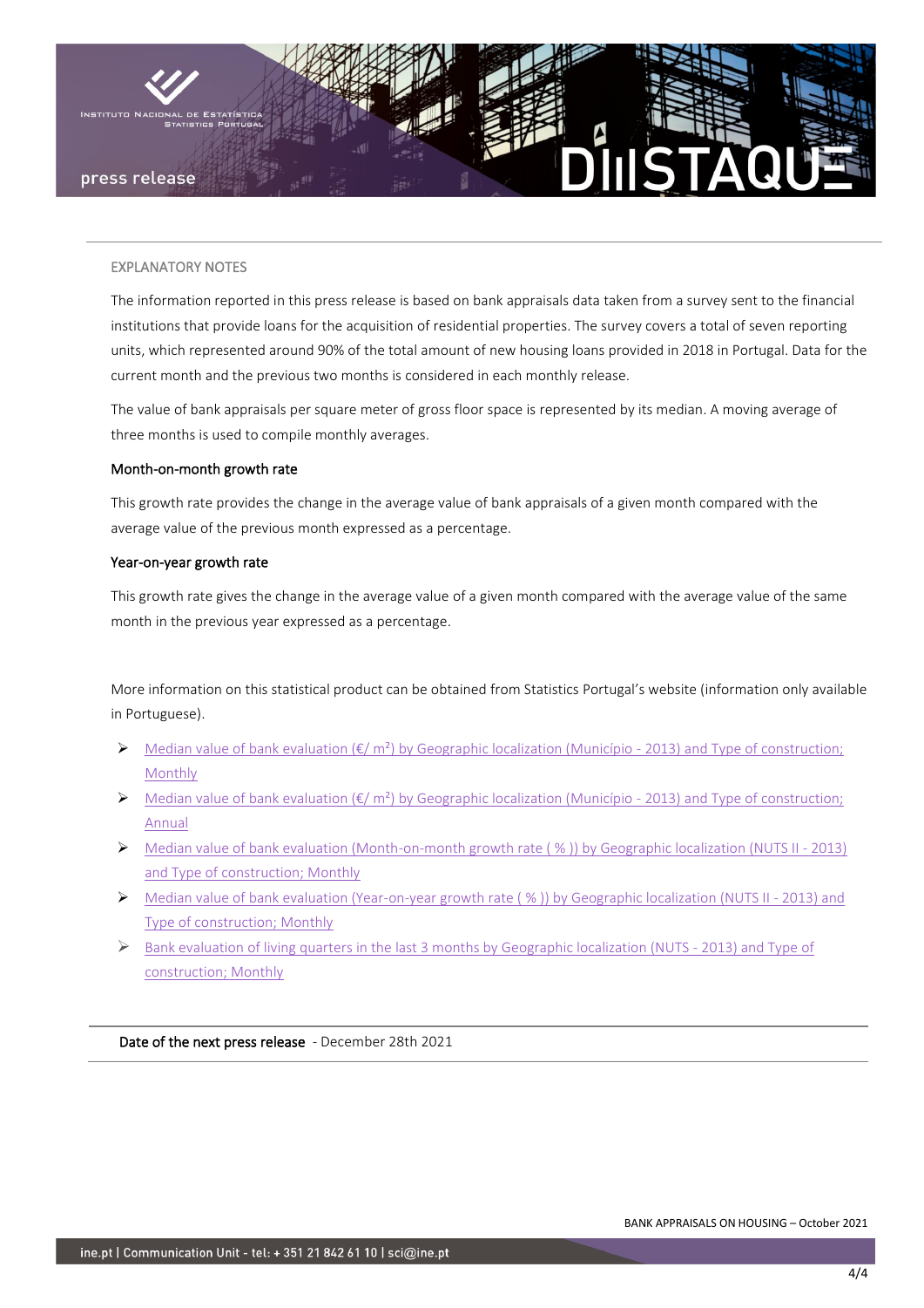## EXPLANATORY NOTES

The information reported in this press release is based on bank appraisals data taken from a survey sent to the financial institutions that provide loans for the acquisition of residential properties. The survey covers a total of seven reporting units, which represented around 90% of the total amount of new housing loans provided in 2018 in Portugal. Data for the current month and the previous two months is considered in each monthly release.

The value of bank appraisals per square meter of gross floor space is represented by its median. A moving average of three months is used to compile monthly averages.

### Month-on-month growth rate

This growth rate provides the change in the average value of bank appraisals of a given month compared with the average value of the previous month expressed as a percentage.

### Year-on-year growth rate

This growth rate gives the change in the average value of a given month compared with the average value of the same month in the previous year expressed as a percentage.

More information on this statistical product can be obtained from Statistics Portugal's website (information only available in Portuguese).

- Median value of bank evaluation (€/ m²) by Geographic localization (Município - 2013) and Type of construction; Monthly
- Median value of bank evaluation (€/ m²) by Geographic localization (Município - 2013) and Type of construction; Annual
- Median value of bank evaluation (Month-on-month growth rate ( % )) by Geographic localization (NUTS II - 2013) and Type of construction; Monthly
- Median value of bank evaluation (Year-on-year growth rate ( % )) by Geographic localization (NUTS II - 2013) and Type of construction; Monthly
- Bank evaluation of living quarters in the last 3 months by Geographic localization (NUTS - 2013) and Type of construction; Monthly

**Date of the next press release** - December 28th 2021